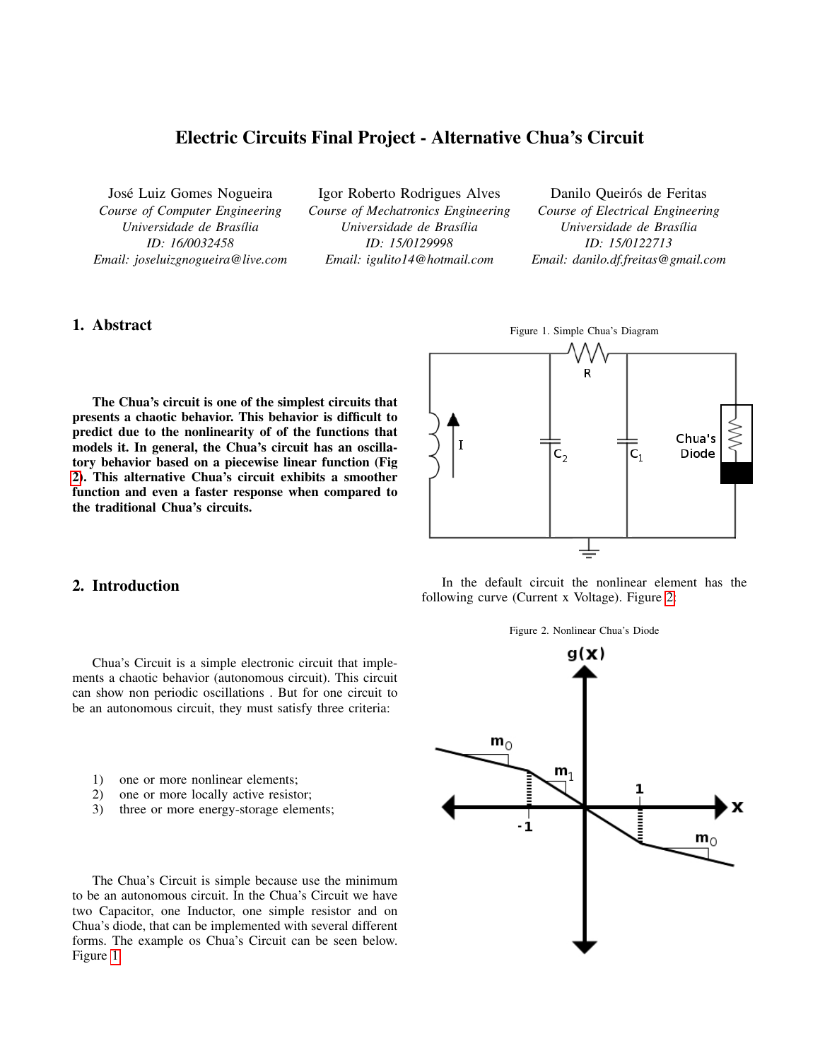# Electric Circuits Final Project - Alternative Chua's Circuit

José Luiz Gomes Nogueira
*Course of Computer Engineering*
*Universidade de Brasília*
*ID: 16/0032458*
*Email: joseluizgnogueira@live.com*

Igor Roberto Rodrigues Alves
*Course of Mechatronics Engineering*
*Universidade de Brasília*
*ID: 15/0129998*
*Email: igulito14@hotmail.com*

Danilo Queirós de Feritas
*Course of Electrical Engineering*
*Universidade de Brasília*
*ID: 15/0122713*
*Email: danilo.df.freitas@gmail.com*

## 1. Abstract

**The Chua's circuit is one of the simplest circuits that presents a chaotic behavior. This behavior is difficult to predict due to the nonlinearity of of the functions that models it. In general, the Chua's circuit has an oscillatory behavior based on a piecewise linear function (Fig 2). This alternative Chua's circuit exhibits a smoother function and even a faster response when compared to the traditional Chua's circuits.**

## 2. Introduction

Chua's Circuit is a simple electronic circuit that implements a chaotic behavior (autonomous circuit). This circuit can show non periodic oscillations . But for one circuit to be an autonomous circuit, they must satisfy three criteria:

1) one or more nonlinear elements;
2) one or more locally active resistor;
3) three or more energy-storage elements;

The Chua's Circuit is simple because use the minimum to be an autonomous circuit. In the Chua's Circuit we have two Capacitor, one Inductor, one simple resistor and on Chua's diode, that can be implemented with several different forms. The example os Chua's Circuit can be seen below. Figure 1

Figure 1. Simple Chua's Diagram

In the default circuit the nonlinear element has the following curve (Current x Voltage). Figure 2:

Figure 2. Nonlinear Chua's Diode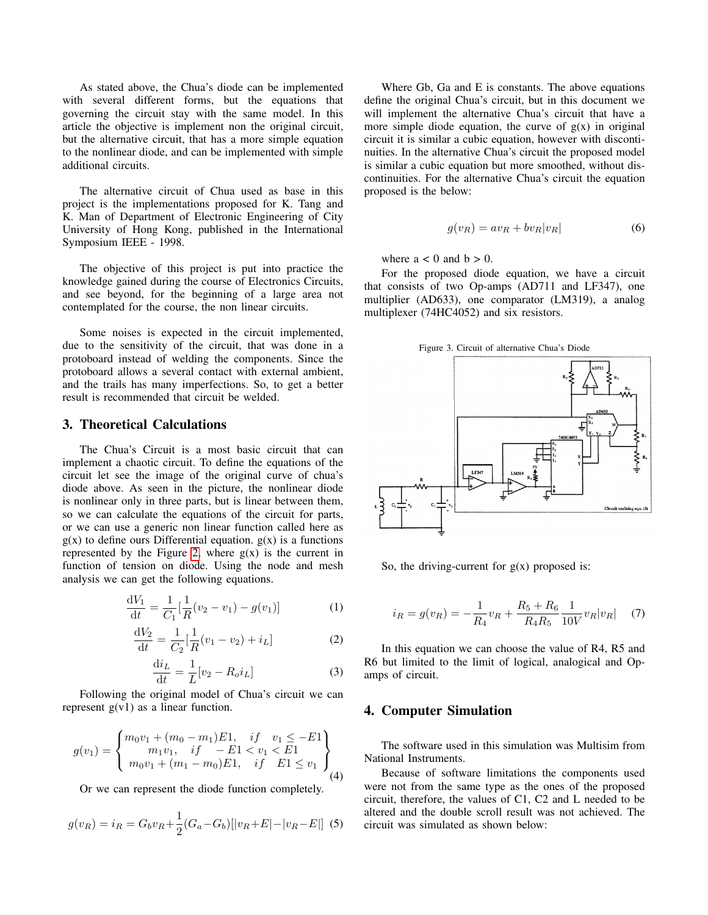As stated above, the Chua's diode can be implemented with several different forms, but the equations that governing the circuit stay with the same model. In this article the objective is implement non the original circuit, but the alternative circuit, that has a more simple equation to the nonlinear diode, and can be implemented with simple additional circuits.

The alternative circuit of Chua used as base in this project is the implementations proposed for K. Tang and K. Man of Department of Electronic Engineering of City University of Hong Kong, published in the International Symposium IEEE - 1998.

The objective of this project is put into practice the knowledge gained during the course of Electronics Circuits, and see beyond, for the beginning of a large area not contemplated for the course, the non linear circuits.

Some noises is expected in the circuit implemented, due to the sensitivity of the circuit, that was done in a protoboard instead of welding the components. Since the protoboard allows a several contact with external ambient, and the trails has many imperfections. So, to get a better result is recommended that circuit be welded.

## 3. Theoretical Calculations

The Chua's Circuit is a most basic circuit that can implement a chaotic circuit. To define the equations of the circuit let see the image of the original curve of chua's diode above. As seen in the picture, the nonlinear diode is nonlinear only in three parts, but is linear between them, so we can calculate the equations of the circuit for parts, or we can use a generic non linear function called here as g(x) to define ours Differential equation. g(x) is a functions represented by the Figure 2, where g(x) is the current in function of tension on diode. Using the node and mesh analysis we can get the following equations.

$$\frac{\mathrm{d}V_1}{\mathrm{d}t} = \frac{1}{C_1}\left[\frac{1}{R}(v_2 - v_1) - g(v_1)\right] \quad (1)$$

$$\frac{\mathrm{d}V_2}{\mathrm{d}t} = \frac{1}{C_2}\left[\frac{1}{R}(v_1 - v_2) + i_L\right] \quad (2)$$

$$\frac{\mathrm{d}i_L}{\mathrm{d}t} = \frac{1}{L}\left[v_2 - R_o i_L\right] \quad (3)$$

Following the original model of Chua's circuit we can represent g(v1) as a linear function.

$$g(v_1) = \left\{ \begin{matrix} m_0 v_1 + (m_0 - m_1)E1, & if \quad v_1 \leq -E1 \\ m_1 v_1, & if \quad -E1 < v_1 < E1 \\ m_0 v_1 + (m_1 - m_0)E1, & if \quad E1 \leq v_1 \end{matrix} \right\} \quad (4)$$

Or we can represent the diode function completely.

$$g(v_R) = i_R = G_b v_R + \frac{1}{2}(G_a - G_b)[|v_R + E| - |v_R - E|] \quad (5)$$

Where Gb, Ga and E is constants. The above equations define the original Chua's circuit, but in this document we will implement the alternative Chua's circuit that have a more simple diode equation, the curve of g(x) in original circuit it is similar a cubic equation, however with discontinuities. In the alternative Chua's circuit the proposed model is similar a cubic equation but more smoothed, without discontinuities. For the alternative Chua's circuit the equation proposed is the below:

$$g(v_R) = a v_R + b v_R |v_R| \quad (6)$$

where a < 0 and b > 0.

For the proposed diode equation, we have a circuit that consists of two Op-amps (AD711 and LF347), one multiplier (AD633), one comparator (LM319), a analog multiplexer (74HC4052) and six resistors.

Figure 3. Circuit of alternative Chua's Diode

So, the driving-current for g(x) proposed is:

$$i_R = g(v_R) = -\frac{1}{R_4} v_R + \frac{R_5 + R_6}{R_4 R_5} \frac{1}{10V} v_R |v_R| \quad (7)$$

In this equation we can choose the value of R4, R5 and R6 but limited to the limit of logical, analogical and Op-amps of circuit.

## 4. Computer Simulation

The software used in this simulation was Multisim from National Instruments.

Because of software limitations the components used were not from the same type as the ones of the proposed circuit, therefore, the values of C1, C2 and L needed to be altered and the double scroll result was not achieved. The circuit was simulated as shown below: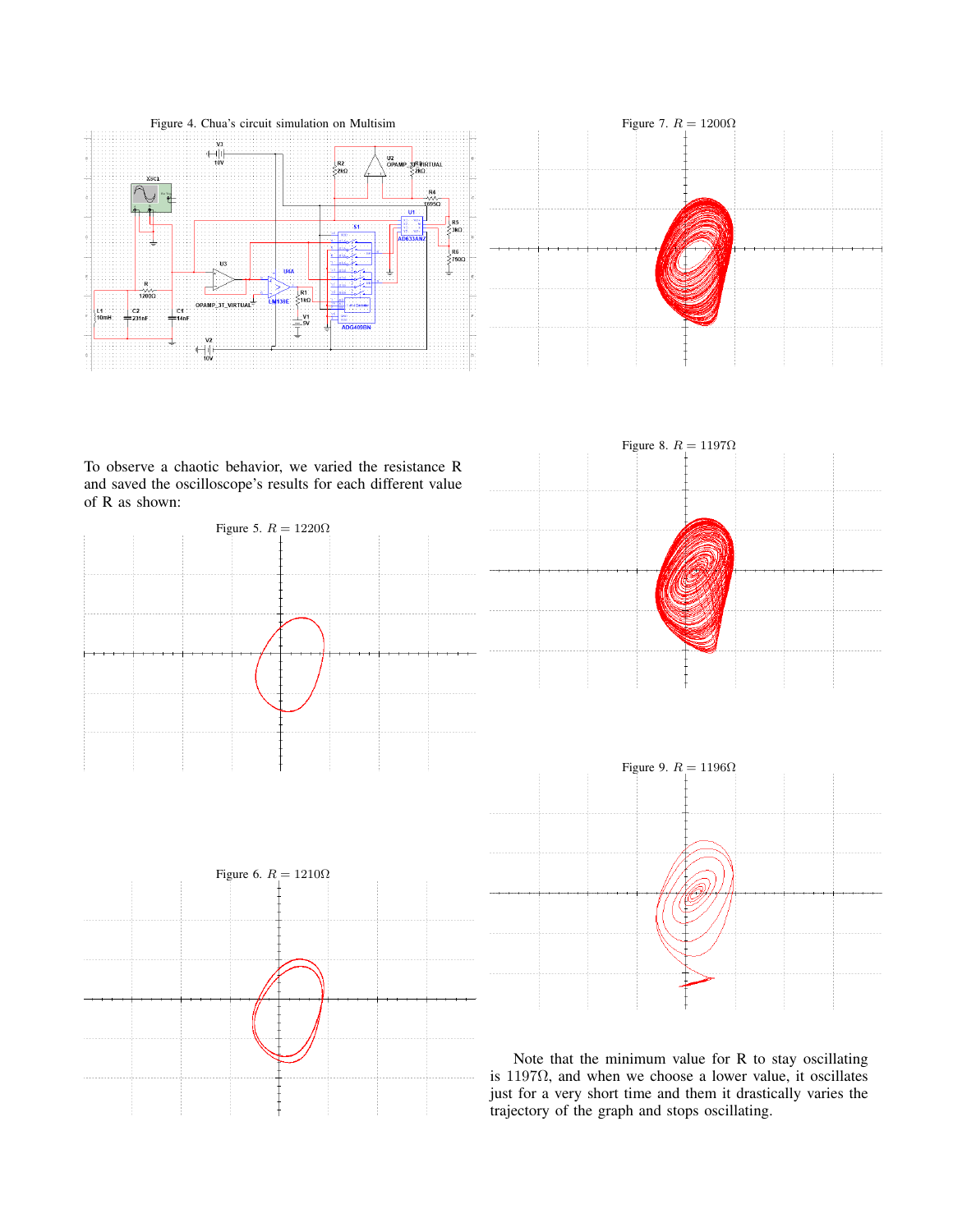Figure 4. Chua's circuit simulation on Multisim

To observe a chaotic behavior, we varied the resistance R and saved the oscilloscope's results for each different value of R as shown:

Figure 5. $R = 1220\Omega$

Figure 6. $R = 1210\Omega$

Figure 7. $R = 1200\Omega$

Figure 8. $R = 1197\Omega$

Figure 9. $R = 1196\Omega$

Note that the minimum value for R to stay oscillating is $1197\Omega$, and when we choose a lower value, it oscillates just for a very short time and them it drastically varies the trajectory of the graph and stops oscillating.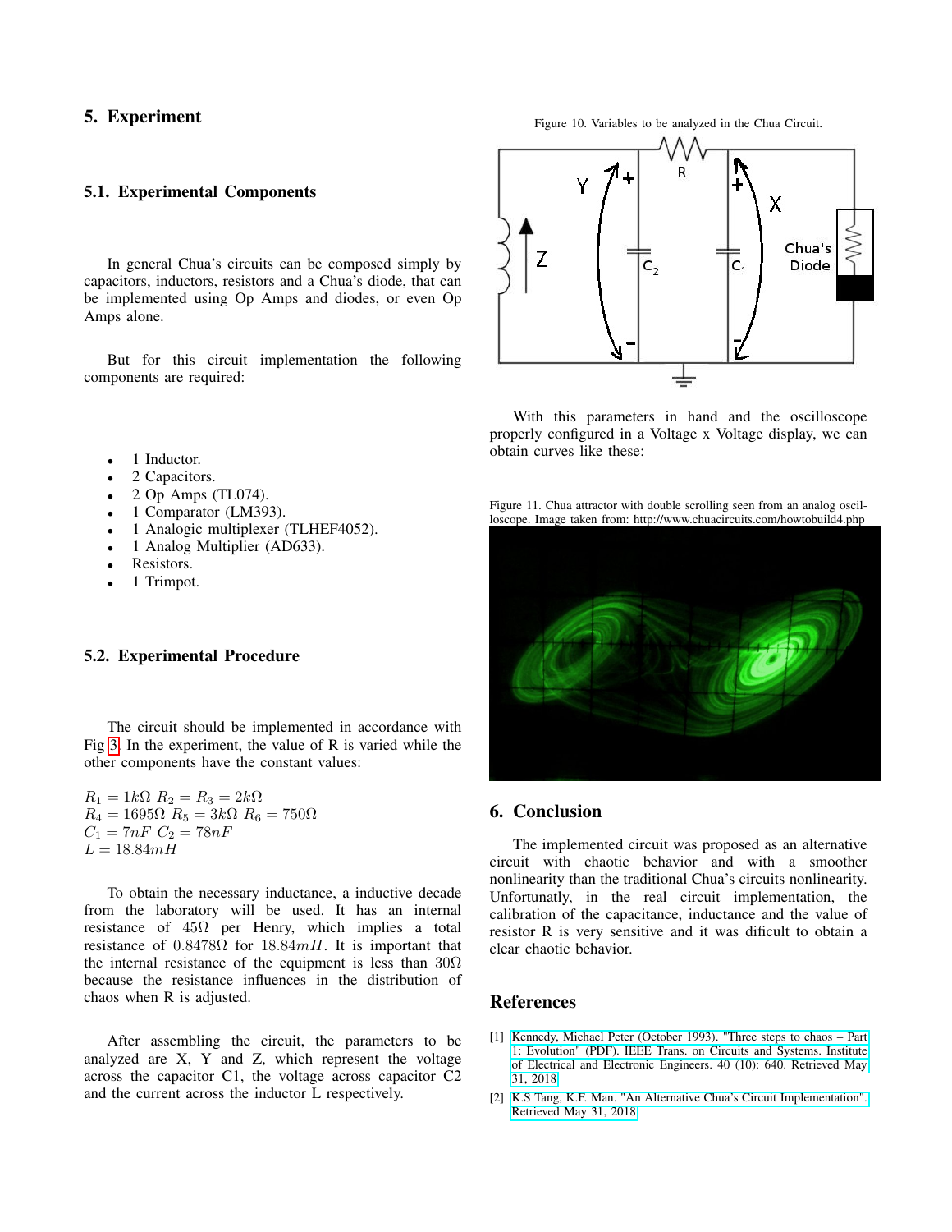## 5. Experiment

### 5.1. Experimental Components

In general Chua's circuits can be composed simply by capacitors, inductors, resistors and a Chua's diode, that can be implemented using Op Amps and diodes, or even Op Amps alone.

But for this circuit implementation the following components are required:

- 1 Inductor.
- 2 Capacitors.
- 2 Op Amps (TL074).
- 1 Comparator (LM393).
- 1 Analogic multiplexer (TLHEF4052).
- 1 Analog Multiplier (AD633).
- Resistors.
- 1 Trimpot.

### 5.2. Experimental Procedure

The circuit should be implemented in accordance with Fig 3. In the experiment, the value of R is varied while the other components have the constant values:

$R_1 = 1k\Omega$ $R_2 = R_3 = 2k\Omega$
$R_4 = 1695\Omega$ $R_5 = 3k\Omega$ $R_6 = 750\Omega$
$C_1 = 7nF$ $C_2 = 78nF$
$L = 18.84mH$

To obtain the necessary inductance, a inductive decade from the laboratory will be used. It has an internal resistance of $45\Omega$ per Henry, which implies a total resistance of $0.8478\Omega$ for $18.84mH$. It is important that the internal resistance of the equipment is less than $30\Omega$ because the resistance influences in the distribution of chaos when R is adjusted.

After assembling the circuit, the parameters to be analyzed are X, Y and Z, which represent the voltage across the capacitor C1, the voltage across capacitor C2 and the current across the inductor L respectively.

Figure 10. Variables to be analyzed in the Chua Circuit.

With this parameters in hand and the oscilloscope properly configured in a Voltage x Voltage display, we can obtain curves like these:

Figure 11. Chua attractor with double scrolling seen from an analog oscilloscope. Image taken from: http://www.chuacircuits.com/howtobuild4.php

## 6. Conclusion

The implemented circuit was proposed as an alternative circuit with chaotic behavior and with a smoother nonlinearity than the traditional Chua's circuits nonlinearity. Unfortunatly, in the real circuit implementation, the calibration of the capacitance, inductance and the value of resistor R is very sensitive and it was dificult to obtain a clear chaotic behavior.

## References

[1] Kennedy, Michael Peter (October 1993). "Three steps to chaos – Part 1: Evolution" (PDF). IEEE Trans. on Circuits and Systems. Institute of Electrical and Electronic Engineers. 40 (10): 640. Retrieved May 31, 2018

[2] K.S Tang, K.F. Man. "An Alternative Chua's Circuit Implementation". Retrieved May 31, 2018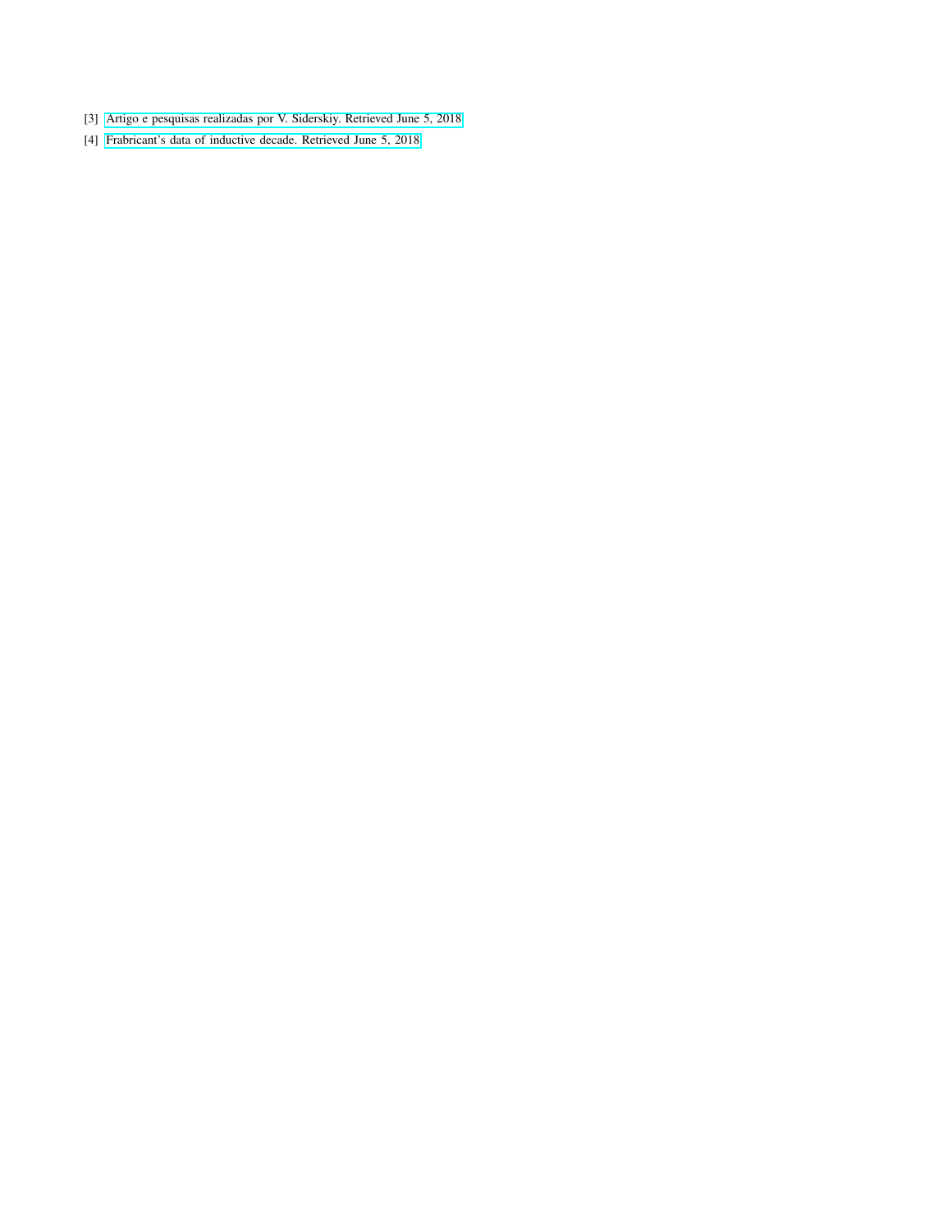[3] Artigo e pesquisas realizadas por V. Siderskiy. Retrieved June 5, 2018

[4] Frabricant's data of inductive decade. Retrieved June 5, 2018